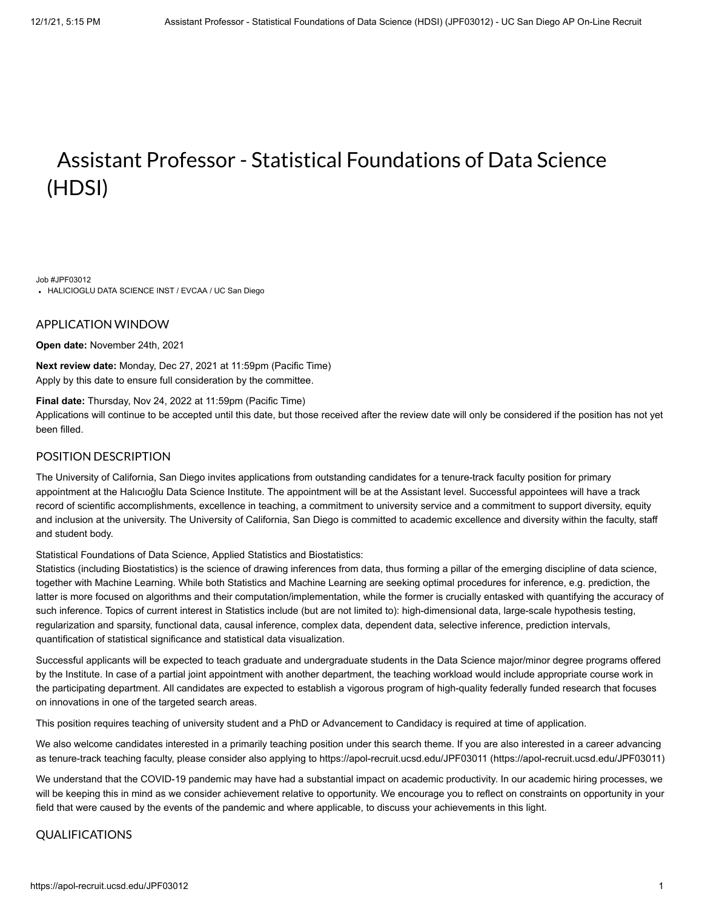# Assistant Professor - Statistical Foundations of Data Science (HDSI)

Job #JPF03012

- HALICIOGLU DATA SCIENCE INST / EVCAA / UC San Diego

## APPLICATION WINDOW

**Open date:** November 24th, 2021

**Next review date:** Monday, Dec 27, 2021 at 11:59pm (Pacific Time)
Apply by this date to ensure full consideration by the committee.

**Final date:** Thursday, Nov 24, 2022 at 11:59pm (Pacific Time)
Applications will continue to be accepted until this date, but those received after the review date will only be considered if the position has not yet been filled.

## POSITION DESCRIPTION

The University of California, San Diego invites applications from outstanding candidates for a tenure-track faculty position for primary appointment at the Halıcıoğlu Data Science Institute. The appointment will be at the Assistant level. Successful appointees will have a track record of scientific accomplishments, excellence in teaching, a commitment to university service and a commitment to support diversity, equity and inclusion at the university. The University of California, San Diego is committed to academic excellence and diversity within the faculty, staff and student body.

Statistical Foundations of Data Science, Applied Statistics and Biostatistics:
Statistics (including Biostatistics) is the science of drawing inferences from data, thus forming a pillar of the emerging discipline of data science, together with Machine Learning. While both Statistics and Machine Learning are seeking optimal procedures for inference, e.g. prediction, the latter is more focused on algorithms and their computation/implementation, while the former is crucially entasked with quantifying the accuracy of such inference. Topics of current interest in Statistics include (but are not limited to): high-dimensional data, large-scale hypothesis testing, regularization and sparsity, functional data, causal inference, complex data, dependent data, selective inference, prediction intervals, quantification of statistical significance and statistical data visualization.

Successful applicants will be expected to teach graduate and undergraduate students in the Data Science major/minor degree programs offered by the Institute. In case of a partial joint appointment with another department, the teaching workload would include appropriate course work in the participating department. All candidates are expected to establish a vigorous program of high-quality federally funded research that focuses on innovations in one of the targeted search areas.

This position requires teaching of university student and a PhD or Advancement to Candidacy is required at time of application.

We also welcome candidates interested in a primarily teaching position under this search theme. If you are also interested in a career advancing as tenure-track teaching faculty, please consider also applying to https://apol-recruit.ucsd.edu/JPF03011 (https://apol-recruit.ucsd.edu/JPF03011)

We understand that the COVID-19 pandemic may have had a substantial impact on academic productivity. In our academic hiring processes, we will be keeping this in mind as we consider achievement relative to opportunity. We encourage you to reflect on constraints on opportunity in your field that were caused by the events of the pandemic and where applicable, to discuss your achievements in this light.

## QUALIFICATIONS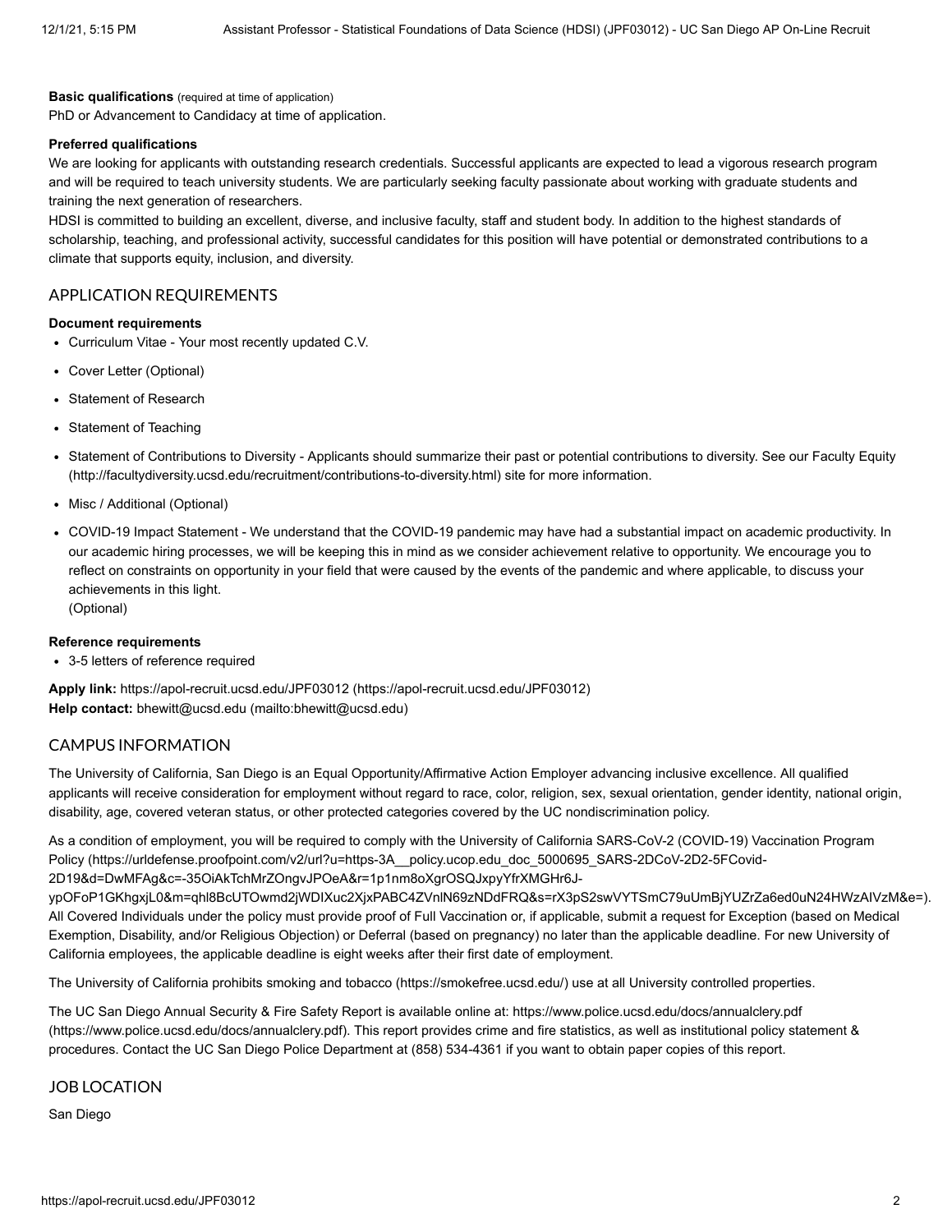**Basic qualifications** (required at time of application)
PhD or Advancement to Candidacy at time of application.

**Preferred qualifications**
We are looking for applicants with outstanding research credentials. Successful applicants are expected to lead a vigorous research program and will be required to teach university students. We are particularly seeking faculty passionate about working with graduate students and training the next generation of researchers.
HDSI is committed to building an excellent, diverse, and inclusive faculty, staff and student body. In addition to the highest standards of scholarship, teaching, and professional activity, successful candidates for this position will have potential or demonstrated contributions to a climate that supports equity, inclusion, and diversity.

## APPLICATION REQUIREMENTS

**Document requirements**

- Curriculum Vitae - Your most recently updated C.V.
- Cover Letter (Optional)
- Statement of Research
- Statement of Teaching
- Statement of Contributions to Diversity - Applicants should summarize their past or potential contributions to diversity. See our Faculty Equity (http://facultydiversity.ucsd.edu/recruitment/contributions-to-diversity.html) site for more information.
- Misc / Additional (Optional)
- COVID-19 Impact Statement - We understand that the COVID-19 pandemic may have had a substantial impact on academic productivity. In our academic hiring processes, we will be keeping this in mind as we consider achievement relative to opportunity. We encourage you to reflect on constraints on opportunity in your field that were caused by the events of the pandemic and where applicable, to discuss your achievements in this light.
(Optional)

**Reference requirements**

- 3-5 letters of reference required

**Apply link:** https://apol-recruit.ucsd.edu/JPF03012 (https://apol-recruit.ucsd.edu/JPF03012)
**Help contact:** bhewitt@ucsd.edu (mailto:bhewitt@ucsd.edu)

## CAMPUS INFORMATION

The University of California, San Diego is an Equal Opportunity/Affirmative Action Employer advancing inclusive excellence. All qualified applicants will receive consideration for employment without regard to race, color, religion, sex, sexual orientation, gender identity, national origin, disability, age, covered veteran status, or other protected categories covered by the UC nondiscrimination policy.

As a condition of employment, you will be required to comply with the University of California SARS-CoV-2 (COVID-19) Vaccination Program Policy (https://urldefense.proofpoint.com/v2/url?u=https-3A__policy.ucop.edu_doc_5000695_SARS-2DCoV-2D2-5FCovid-2D19&d=DwMFAg&c=-35OiAkTchMrZOngvJPOeA&r=1p1nm8oXgrOSQJxpyYfrXMGHr6J-ypOFoP1GKhgxjL0&m=qhl8BcUTOwmd2jWDIXuc2XjxPABC4ZVnlN69zNDdFRQ&s=rX3pS2swVYTSmC79uUmBjYUZrZa6ed0uN24HWzAIVzM&e=). All Covered Individuals under the policy must provide proof of Full Vaccination or, if applicable, submit a request for Exception (based on Medical Exemption, Disability, and/or Religious Objection) or Deferral (based on pregnancy) no later than the applicable deadline. For new University of California employees, the applicable deadline is eight weeks after their first date of employment.

The University of California prohibits smoking and tobacco (https://smokefree.ucsd.edu/) use at all University controlled properties.

The UC San Diego Annual Security & Fire Safety Report is available online at: https://www.police.ucsd.edu/docs/annualclery.pdf (https://www.police.ucsd.edu/docs/annualclery.pdf). This report provides crime and fire statistics, as well as institutional policy statement & procedures. Contact the UC San Diego Police Department at (858) 534-4361 if you want to obtain paper copies of this report.

## JOB LOCATION

San Diego